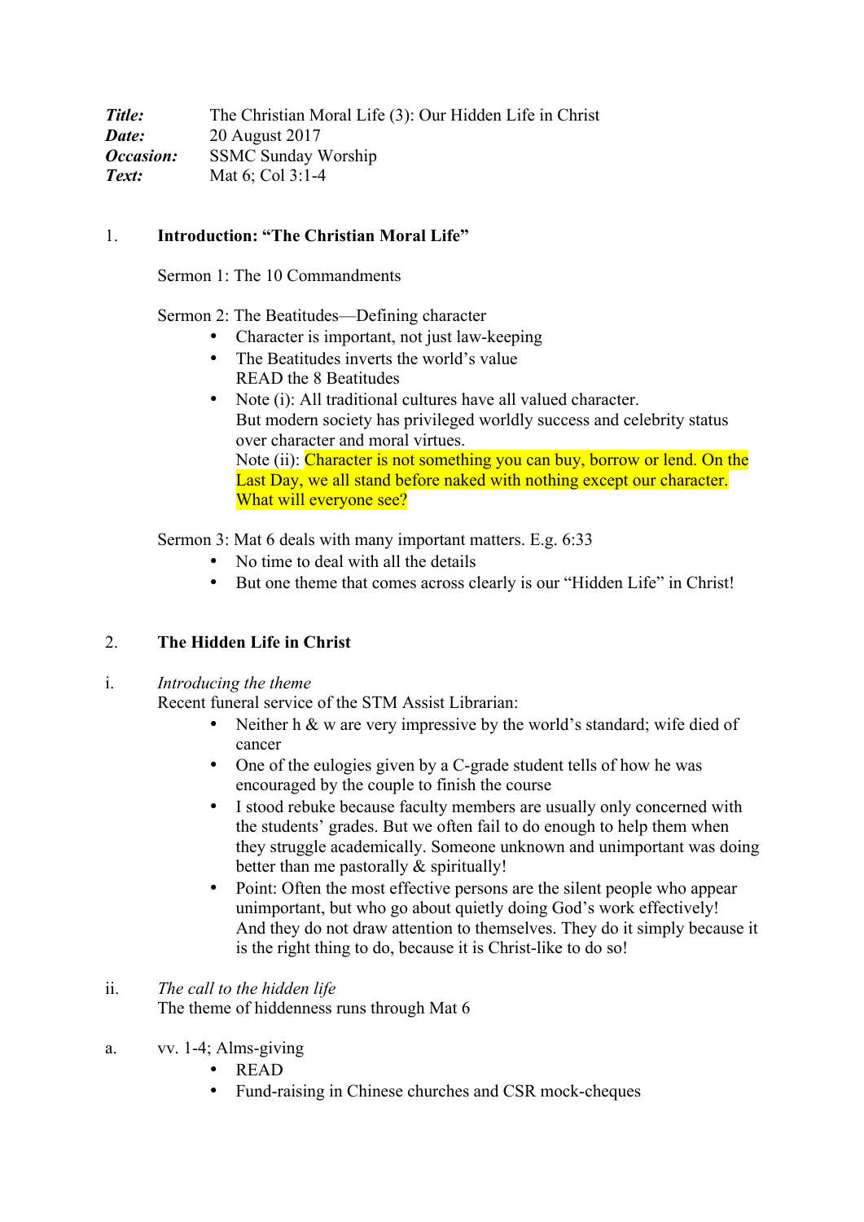***Title:*** The Christian Moral Life (3): Our Hidden Life in Christ
***Date:*** 20 August 2017
***Occasion:*** SSMC Sunday Worship
***Text:*** Mat 6; Col 3:1-4

## 1. Introduction: "The Christian Moral Life"

Sermon 1: The 10 Commandments

Sermon 2: The Beatitudes—Defining character

- Character is important, not just law-keeping
- The Beatitudes inverts the world's value
  READ the 8 Beatitudes
- Note (i): All traditional cultures have all valued character.
  But modern society has privileged worldly success and celebrity status over character and moral virtues.
  Note (ii): Character is not something you can buy, borrow or lend. On the Last Day, we all stand before naked with nothing except our character. What will everyone see?

Sermon 3: Mat 6 deals with many important matters. E.g. 6:33

- No time to deal with all the details
- But one theme that comes across clearly is our "Hidden Life" in Christ!

## 2. The Hidden Life in Christ

### i. *Introducing the theme*

Recent funeral service of the STM Assist Librarian:

- Neither h & w are very impressive by the world's standard; wife died of cancer
- One of the eulogies given by a C-grade student tells of how he was encouraged by the couple to finish the course
- I stood rebuke because faculty members are usually only concerned with the students' grades. But we often fail to do enough to help them when they struggle academically. Someone unknown and unimportant was doing better than me pastorally & spiritually!
- Point: Often the most effective persons are the silent people who appear unimportant, but who go about quietly doing God's work effectively! And they do not draw attention to themselves. They do it simply because it is the right thing to do, because it is Christ-like to do so!

### ii. *The call to the hidden life*

The theme of hiddenness runs through Mat 6

#### a. vv. 1-4; Alms-giving

- READ
- Fund-raising in Chinese churches and CSR mock-cheques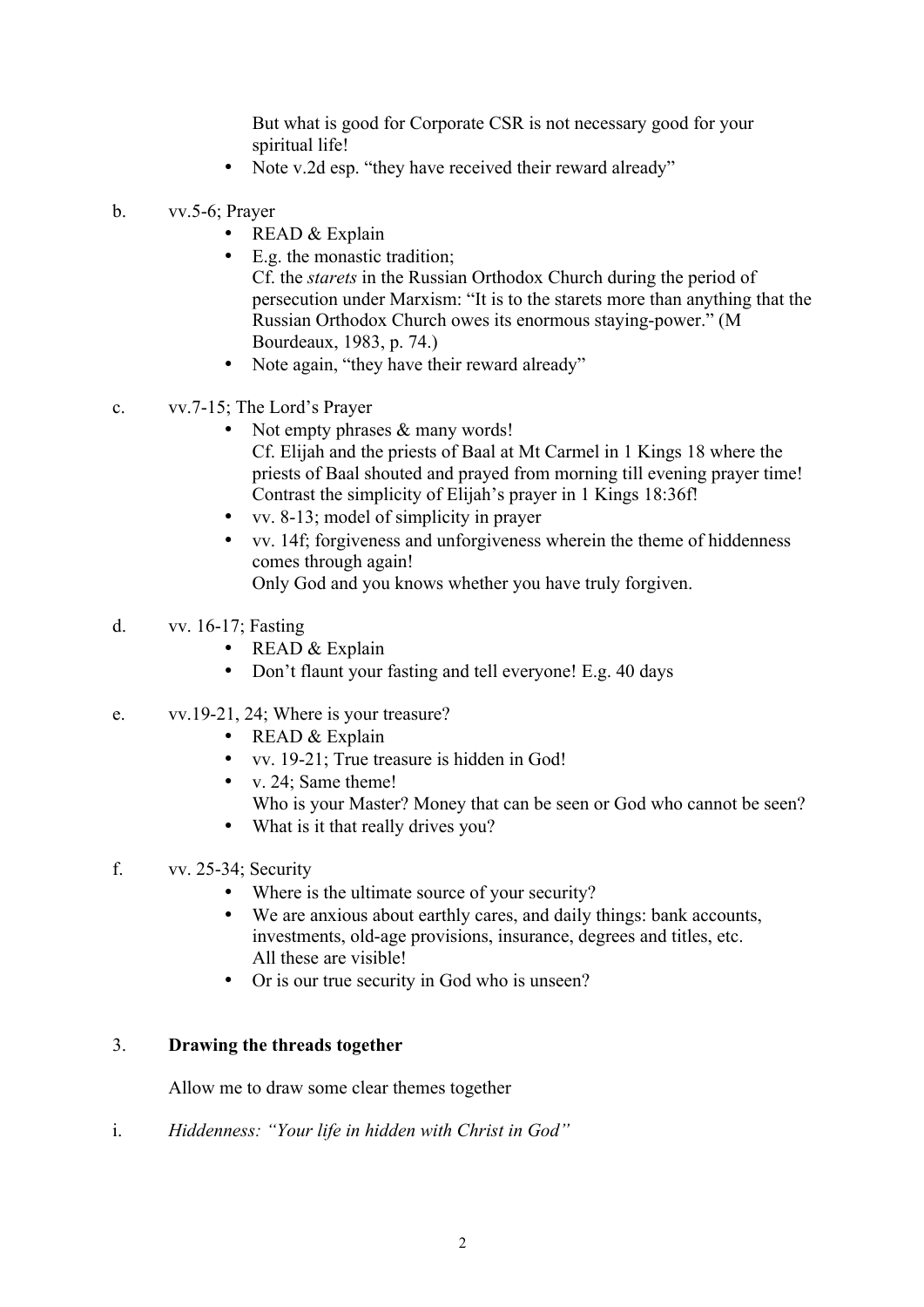But what is good for Corporate CSR is not necessary good for your spiritual life!

- Note v.2d esp. "they have received their reward already"

b. vv.5-6; Prayer

- READ & Explain
- E.g. the monastic tradition;
  Cf. the *starets* in the Russian Orthodox Church during the period of persecution under Marxism: "It is to the starets more than anything that the Russian Orthodox Church owes its enormous staying-power." (M Bourdeaux, 1983, p. 74.)
- Note again, "they have their reward already"

c. vv.7-15; The Lord's Prayer

- Not empty phrases & many words!
  Cf. Elijah and the priests of Baal at Mt Carmel in 1 Kings 18 where the priests of Baal shouted and prayed from morning till evening prayer time! Contrast the simplicity of Elijah's prayer in 1 Kings 18:36f!
- vv. 8-13; model of simplicity in prayer
- vv. 14f; forgiveness and unforgiveness wherein the theme of hiddenness comes through again!
  Only God and you knows whether you have truly forgiven.

d. vv. 16-17; Fasting

- READ & Explain
- Don't flaunt your fasting and tell everyone! E.g. 40 days

e. vv.19-21, 24; Where is your treasure?

- READ & Explain
- vv. 19-21; True treasure is hidden in God!
- v. 24; Same theme!
  Who is your Master? Money that can be seen or God who cannot be seen?
- What is it that really drives you?

f. vv. 25-34; Security

- Where is the ultimate source of your security?
- We are anxious about earthly cares, and daily things: bank accounts, investments, old-age provisions, insurance, degrees and titles, etc.
  All these are visible!
- Or is our true security in God who is unseen?

## 3. **Drawing the threads together**

Allow me to draw some clear themes together

i. *Hiddenness: "Your life in hidden with Christ in God"*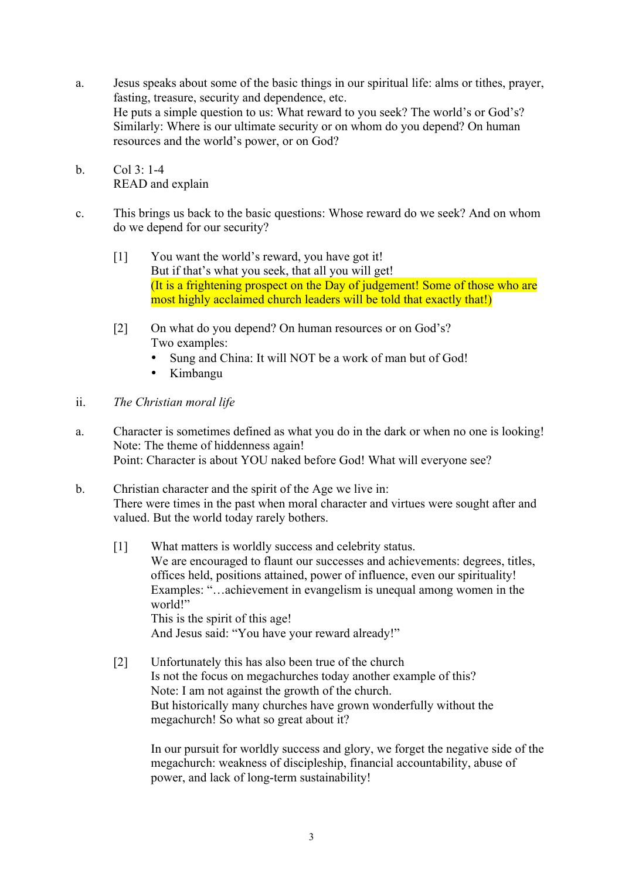a. Jesus speaks about some of the basic things in our spiritual life: alms or tithes, prayer, fasting, treasure, security and dependence, etc.
He puts a simple question to us: What reward to you seek? The world's or God's?
Similarly: Where is our ultimate security or on whom do you depend? On human resources and the world's power, or on God?

b. Col 3: 1-4
READ and explain

c. This brings us back to the basic questions: Whose reward do we seek? And on whom do we depend for our security?

   [1] You want the world's reward, you have got it!
   But if that's what you seek, that all you will get!
   (It is a frightening prospect on the Day of judgement! Some of those who are most highly acclaimed church leaders will be told that exactly that!)

   [2] On what do you depend? On human resources or on God's?
   Two examples:
   - Sung and China: It will NOT be a work of man but of God!
   - Kimbangu

ii. *The Christian moral life*

a. Character is sometimes defined as what you do in the dark or when no one is looking!
Note: The theme of hiddenness again!
Point: Character is about YOU naked before God! What will everyone see?

b. Christian character and the spirit of the Age we live in:
There were times in the past when moral character and virtues were sought after and valued. But the world today rarely bothers.

   [1] What matters is worldly success and celebrity status.
   We are encouraged to flaunt our successes and achievements: degrees, titles, offices held, positions attained, power of influence, even our spirituality!
   Examples: "…achievement in evangelism is unequal among women in the world!"
   This is the spirit of this age!
   And Jesus said: "You have your reward already!"

   [2] Unfortunately this has also been true of the church
   Is not the focus on megachurches today another example of this?
   Note: I am not against the growth of the church.
   But historically many churches have grown wonderfully without the megachurch! So what so great about it?

   In our pursuit for worldly success and glory, we forget the negative side of the megachurch: weakness of discipleship, financial accountability, abuse of power, and lack of long-term sustainability!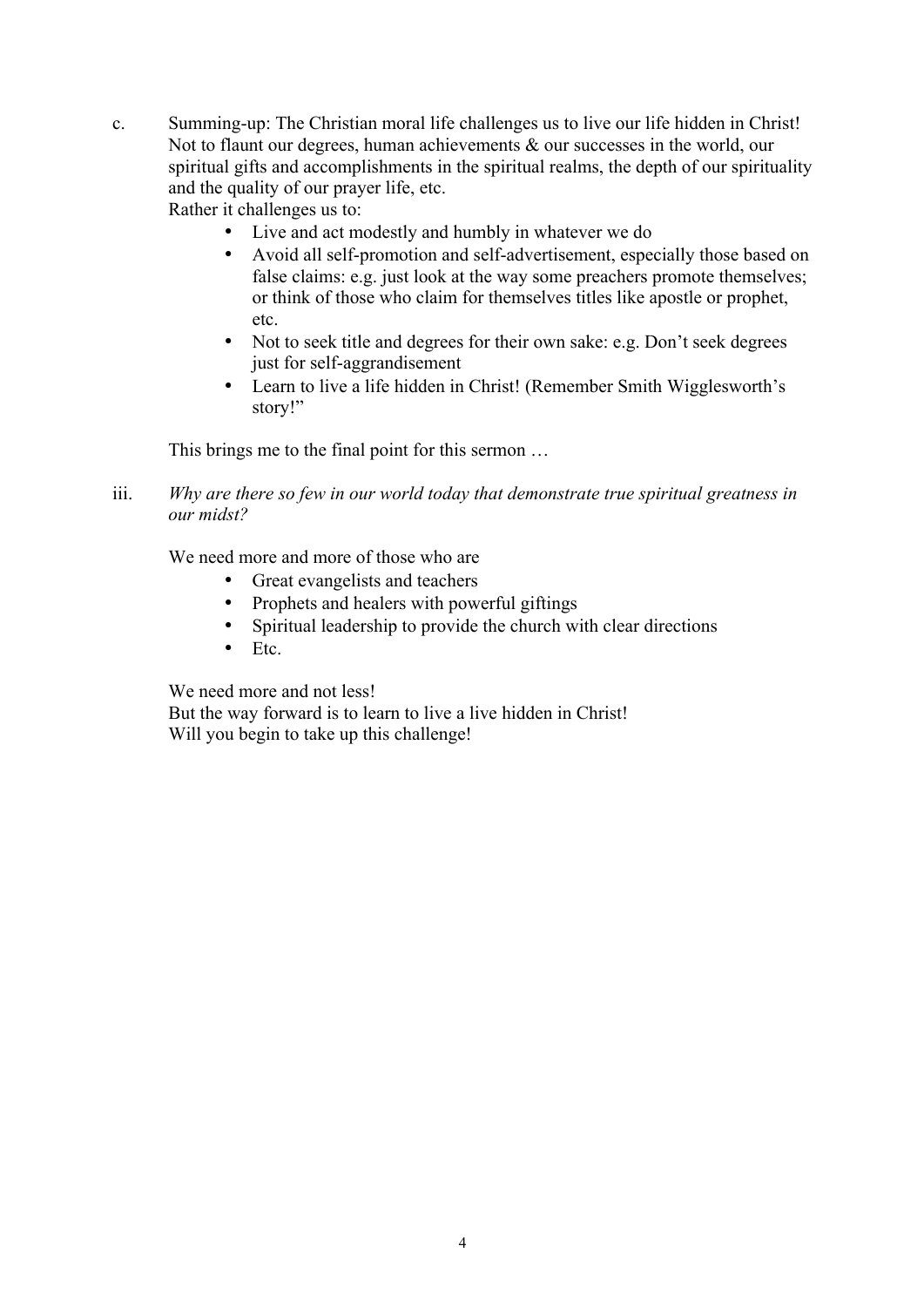c. Summing-up: The Christian moral life challenges us to live our life hidden in Christ! Not to flaunt our degrees, human achievements & our successes in the world, our spiritual gifts and accomplishments in the spiritual realms, the depth of our spirituality and the quality of our prayer life, etc.

Rather it challenges us to:

- Live and act modestly and humbly in whatever we do
- Avoid all self-promotion and self-advertisement, especially those based on false claims: e.g. just look at the way some preachers promote themselves; or think of those who claim for themselves titles like apostle or prophet, etc.
- Not to seek title and degrees for their own sake: e.g. Don't seek degrees just for self-aggrandisement
- Learn to live a life hidden in Christ! (Remember Smith Wigglesworth's story!"

This brings me to the final point for this sermon …

iii. *Why are there so few in our world today that demonstrate true spiritual greatness in our midst?*

We need more and more of those who are

- Great evangelists and teachers
- Prophets and healers with powerful giftings
- Spiritual leadership to provide the church with clear directions
- Etc.

We need more and not less!
But the way forward is to learn to live a live hidden in Christ!
Will you begin to take up this challenge!